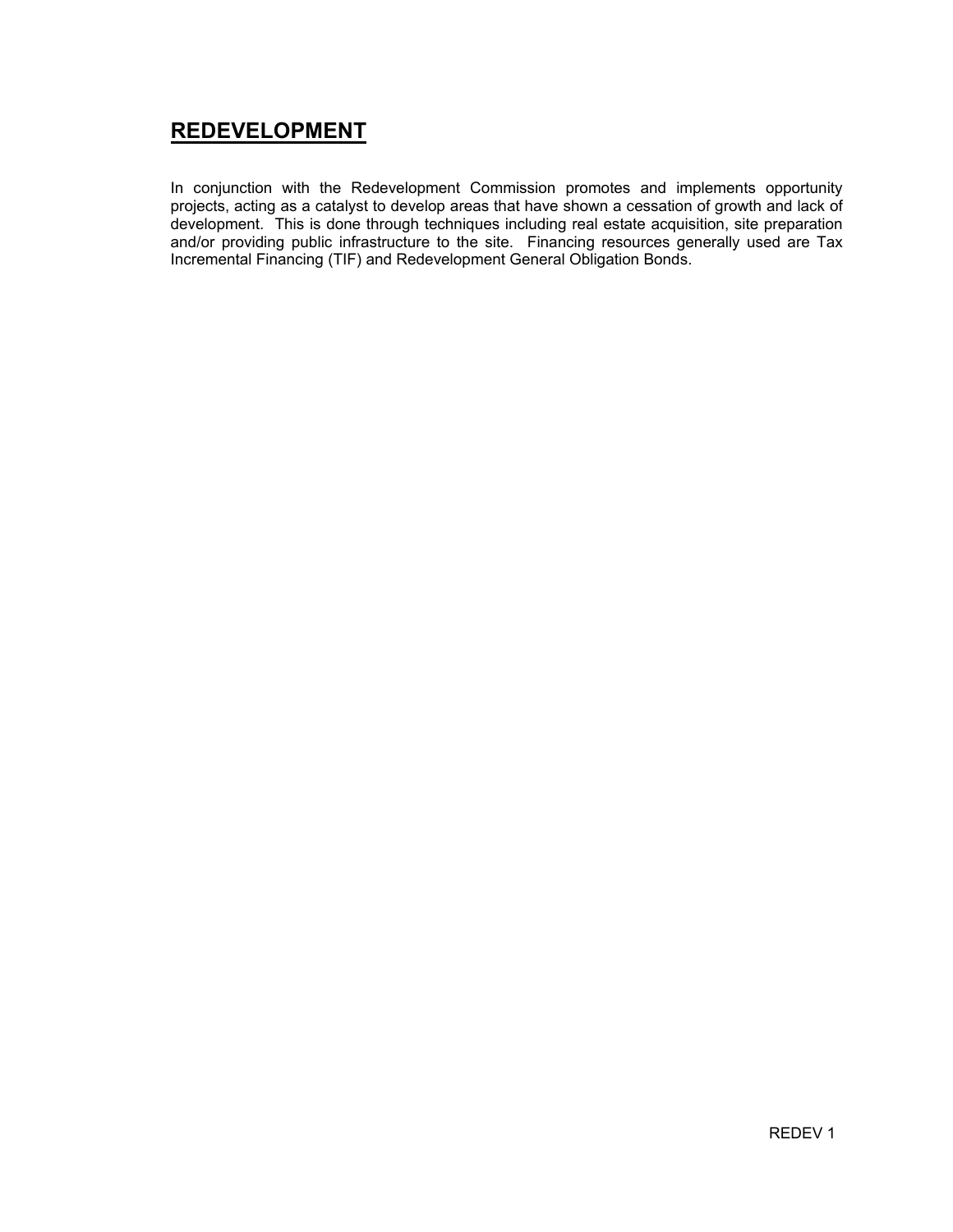# REDEVELOPMENT

In conjunction with the Redevelopment Commission promotes and implements opportunity projects, acting as a catalyst to develop areas that have shown a cessation of growth and lack of development. This is done through techniques including real estate acquisition, site preparation and/or providing public infrastructure to the site. Financing resources generally used are Tax Incremental Financing (TIF) and Redevelopment General Obligation Bonds.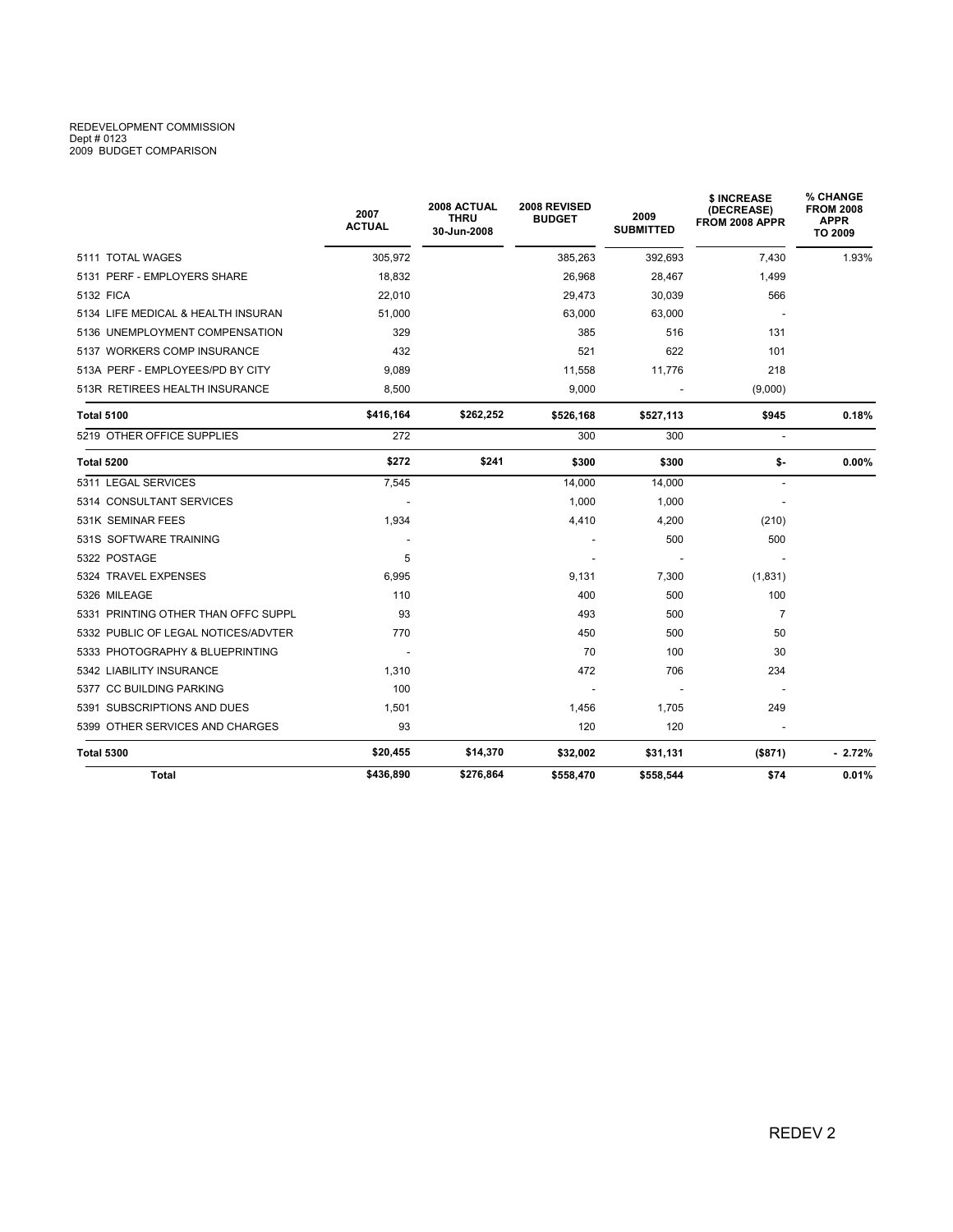REDEVELOPMENT COMMISSION
Dept # 0123
2009 BUDGET COMPARISON

| | 2007 ACTUAL | 2008 ACTUAL THRU 30-Jun-2008 | 2008 REVISED BUDGET | 2009 SUBMITTED | $ INCREASE (DECREASE) FROM 2008 APPR | % CHANGE FROM 2008 APPR TO 2009 |
|---|---|---|---|---|---|---|
| 5111 TOTAL WAGES | 305,972 | | 385,263 | 392,693 | 7,430 | 1.93% |
| 5131 PERF - EMPLOYERS SHARE | 18,832 | | 26,968 | 28,467 | 1,499 | |
| 5132 FICA | 22,010 | | 29,473 | 30,039 | 566 | |
| 5134 LIFE MEDICAL & HEALTH INSURAN | 51,000 | | 63,000 | 63,000 | - | |
| 5136 UNEMPLOYMENT COMPENSATION | 329 | | 385 | 516 | 131 | |
| 5137 WORKERS COMP INSURANCE | 432 | | 521 | 622 | 101 | |
| 513A PERF - EMPLOYEES/PD BY CITY | 9,089 | | 11,558 | 11,776 | 218 | |
| 513R RETIREES HEALTH INSURANCE | 8,500 | | 9,000 | - | (9,000) | |
| **Total 5100** | **$416,164** | **$262,252** | **$526,168** | **$527,113** | **$945** | **0.18%** |
| 5219 OTHER OFFICE SUPPLIES | 272 | | 300 | 300 | - | |
| **Total 5200** | **$272** | **$241** | **$300** | **$300** | **$-** | **0.00%** |
| 5311 LEGAL SERVICES | 7,545 | | 14,000 | 14,000 | - | |
| 5314 CONSULTANT SERVICES | - | | 1,000 | 1,000 | - | |
| 531K SEMINAR FEES | 1,934 | | 4,410 | 4,200 | (210) | |
| 531S SOFTWARE TRAINING | - | | - | 500 | 500 | |
| 5322 POSTAGE | 5 | | - | - | - | |
| 5324 TRAVEL EXPENSES | 6,995 | | 9,131 | 7,300 | (1,831) | |
| 5326 MILEAGE | 110 | | 400 | 500 | 100 | |
| 5331 PRINTING OTHER THAN OFFC SUPPL | 93 | | 493 | 500 | 7 | |
| 5332 PUBLIC OF LEGAL NOTICES/ADVTER | 770 | | 450 | 500 | 50 | |
| 5333 PHOTOGRAPHY & BLUEPRINTING | - | | 70 | 100 | 30 | |
| 5342 LIABILITY INSURANCE | 1,310 | | 472 | 706 | 234 | |
| 5377 CC BUILDING PARKING | 100 | | - | - | - | |
| 5391 SUBSCRIPTIONS AND DUES | 1,501 | | 1,456 | 1,705 | 249 | |
| 5399 OTHER SERVICES AND CHARGES | 93 | | 120 | 120 | - | |
| **Total 5300** | **$20,455** | **$14,370** | **$32,002** | **$31,131** | **($871)** | **- 2.72%** |
| **Total** | **$436,890** | **$276,864** | **$558,470** | **$558,544** | **$74** | **0.01%** |

REDEV 2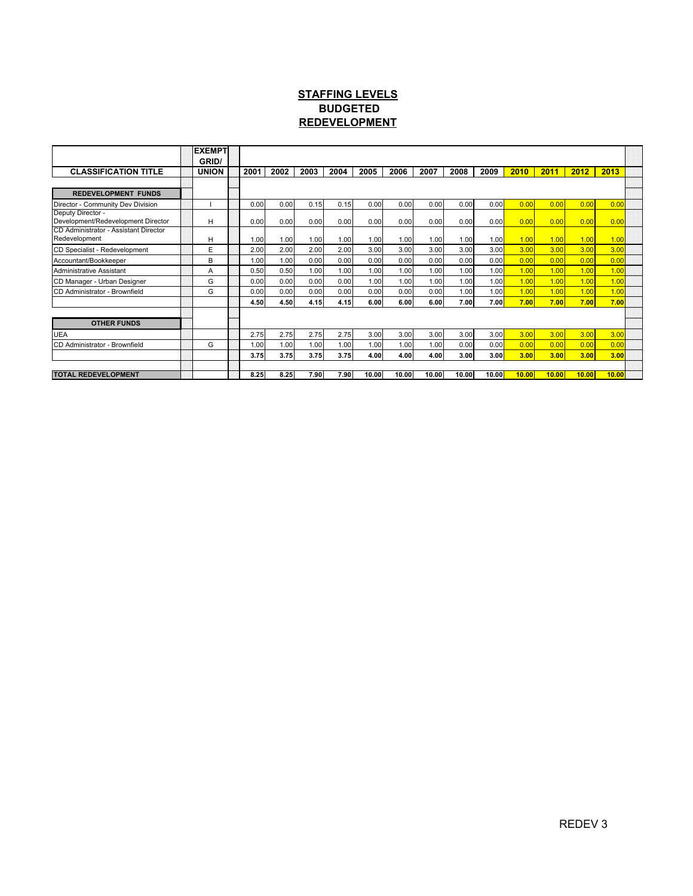# STAFFING LEVELS
## BUDGETED
## REDEVELOPMENT

| CLASSIFICATION TITLE | EXEMPT GRID/ UNION | 2001 | 2002 | 2003 | 2004 | 2005 | 2006 | 2007 | 2008 | 2009 | 2010 | 2011 | 2012 | 2013 |
|---|---|---|---|---|---|---|---|---|---|---|---|---|---|---|
| **REDEVELOPMENT FUNDS** | | | | | | | | | | | | | | |
| Director - Community Dev Division | I | 0.00 | 0.00 | 0.15 | 0.15 | 0.00 | 0.00 | 0.00 | 0.00 | 0.00 | 0.00 | 0.00 | 0.00 | 0.00 |
| Deputy Director - Development/Redevelopment Director | H | 0.00 | 0.00 | 0.00 | 0.00 | 0.00 | 0.00 | 0.00 | 0.00 | 0.00 | 0.00 | 0.00 | 0.00 | 0.00 |
| CD Administrator - Assistant Director Redevelopment | H | 1.00 | 1.00 | 1.00 | 1.00 | 1.00 | 1.00 | 1.00 | 1.00 | 1.00 | 1.00 | 1.00 | 1.00 | 1.00 |
| CD Specialist - Redevelopment | E | 2.00 | 2.00 | 2.00 | 2.00 | 3.00 | 3.00 | 3.00 | 3.00 | 3.00 | 3.00 | 3.00 | 3.00 | 3.00 |
| Accountant/Bookkeeper | B | 1.00 | 1.00 | 0.00 | 0.00 | 0.00 | 0.00 | 0.00 | 0.00 | 0.00 | 0.00 | 0.00 | 0.00 | 0.00 |
| Administrative Assistant | A | 0.50 | 0.50 | 1.00 | 1.00 | 1.00 | 1.00 | 1.00 | 1.00 | 1.00 | 1.00 | 1.00 | 1.00 | 1.00 |
| CD Manager - Urban Designer | G | 0.00 | 0.00 | 0.00 | 0.00 | 1.00 | 1.00 | 1.00 | 1.00 | 1.00 | 1.00 | 1.00 | 1.00 | 1.00 |
| CD Administrator - Brownfield | G | 0.00 | 0.00 | 0.00 | 0.00 | 0.00 | 0.00 | 0.00 | 1.00 | 1.00 | 1.00 | 1.00 | 1.00 | 1.00 |
| | | **4.50** | **4.50** | **4.15** | **4.15** | **6.00** | **6.00** | **6.00** | **7.00** | **7.00** | **7.00** | **7.00** | **7.00** | **7.00** |
| **OTHER FUNDS** | | | | | | | | | | | | | | |
| UEA | | 2.75 | 2.75 | 2.75 | 2.75 | 3.00 | 3.00 | 3.00 | 3.00 | 3.00 | 3.00 | 3.00 | 3.00 | 3.00 |
| CD Administrator - Brownfield | G | 1.00 | 1.00 | 1.00 | 1.00 | 1.00 | 1.00 | 1.00 | 0.00 | 0.00 | 0.00 | 0.00 | 0.00 | 0.00 |
| | | **3.75** | **3.75** | **3.75** | **3.75** | **4.00** | **4.00** | **4.00** | **3.00** | **3.00** | **3.00** | **3.00** | **3.00** | **3.00** |
| **TOTAL REDEVELOPMENT** | | **8.25** | **8.25** | **7.90** | **7.90** | **10.00** | **10.00** | **10.00** | **10.00** | **10.00** | **10.00** | **10.00** | **10.00** | **10.00** |

REDEV 3